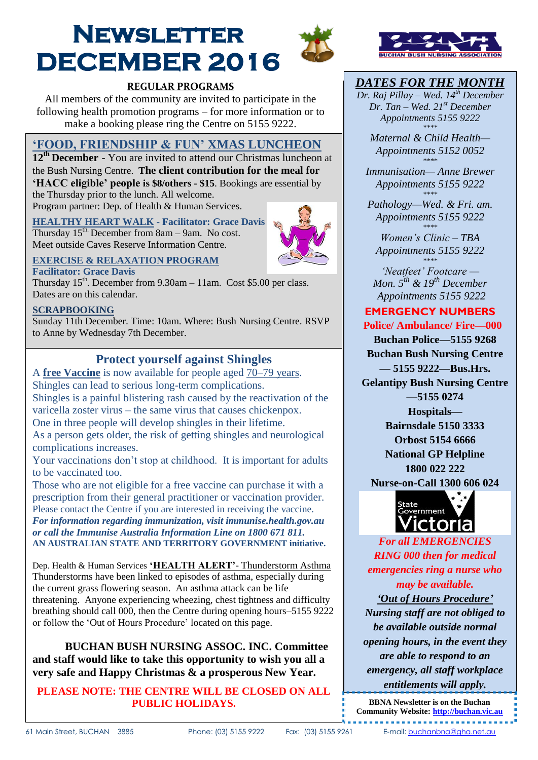# Newsletter December 2016

## REGULAR PROGRAMS

All members of the community are invited to participate in the following health promotion programs – for more information or to make a booking please ring the Centre on 5155 9222.

### 'FOOD, FRIENDSHIP & FUN' XMAS LUNCHEON

**12th December** - You are invited to attend our Christmas luncheon at the Bush Nursing Centre. **The client contribution for the meal for 'HACC eligible' people is $8/others - $15**. Bookings are essential by the Thursday prior to the lunch. All welcome.
Program partner: Dep. of Health & Human Services.

**HEALTHY HEART WALK - Facilitator: Grace Davis**
Thursday 15th December from 8am – 9am. No cost.
Meet outside Caves Reserve Information Centre.

**EXERCISE & RELAXATION PROGRAM**
**Facilitator: Grace Davis**
Thursday 15th. December from 9.30am – 11am. Cost $5.00 per class.
Dates are on this calendar.

**SCRAPBOOKING**
Sunday 11th December. Time: 10am. Where: Bush Nursing Centre. RSVP to Anne by Wednesday 7th December.

### Protect yourself against Shingles

A **free Vaccine** is now available for people aged 70–79 years.
Shingles can lead to serious long-term complications.
Shingles is a painful blistering rash caused by the reactivation of the varicella zoster virus – the same virus that causes chickenpox.
One in three people will develop shingles in their lifetime.
As a person gets older, the risk of getting shingles and neurological complications increases.
Your vaccinations don't stop at childhood. It is important for adults to be vaccinated too.
Those who are not eligible for a free vaccine can purchase it with a prescription from their general practitioner or vaccination provider.
Please contact the Centre if you are interested in receiving the vaccine.
***For information regarding immunization, visit immunise.health.gov.au or call the Immunise Australia Information Line on 1800 671 811.***
**AN AUSTRALIAN STATE AND TERRITORY GOVERNMENT initiative.**

Dep. Health & Human Services **'HEALTH ALERT'**- Thunderstorm Asthma
Thunderstorms have been linked to episodes of asthma, especially during the current grass flowering season. An asthma attack can be life threatening. Anyone experiencing wheezing, chest tightness and difficulty breathing should call 000, then the Centre during opening hours–5155 9222 or follow the 'Out of Hours Procedure' located on this page.

**BUCHAN BUSH NURSING ASSOC. INC. Committee and staff would like to take this opportunity to wish you all a very safe and Happy Christmas & a prosperous New Year.**

**PLEASE NOTE: THE CENTRE WILL BE CLOSED ON ALL PUBLIC HOLIDAYS.**

BUCHAN BUSH NURSING ASSOCIATION

## *DATES FOR THE MONTH*

*Dr. Raj Pillay – Wed. 14th December*
*Dr. Tan – Wed. 21st December*
*Appointments 5155 9222*
\*\*\*\*
*Maternal & Child Health—*
*Appointments 5152 0052*
\*\*\*\*
*Immunisation— Anne Brewer*
*Appointments 5155 9222*
\*\*\*\*
*Pathology—Wed. & Fri. am.*
*Appointments 5155 9222*
\*\*\*\*
*Women's Clinic – TBA*
*Appointments 5155 9222*
\*\*\*\*
*'Neatfeet' Footcare —*
*Mon. 5th & 19th December*
*Appointments 5155 9222*

## EMERGENCY NUMBERS

**Police/ Ambulance/ Fire—000**
**Buchan Police—5155 9268**
**Buchan Bush Nursing Centre — 5155 9222—Bus.Hrs.**
**Gelantipy Bush Nursing Centre —5155 0274**
**Hospitals—**
**Bairnsdale 5150 3333**
**Orbost 5154 6666**
**National GP Helpline 1800 022 222**
**Nurse-on-Call 1300 606 024**

State Government Victoria

***For all EMERGENCIES RING 000 then for medical emergencies ring a nurse who may be available.***

***'Out of Hours Procedure'***
***Nursing staff are not obliged to be available outside normal opening hours, in the event they are able to respond to an emergency, all staff workplace entitlements will apply.***

**BBNA Newsletter is on the Buchan Community Website: http://buchan.vic.au**

61 Main Street, BUCHAN 3885 Phone: (03) 5155 9222 Fax: (03) 5155 9261 E-mail: buchanbna@gha.net.au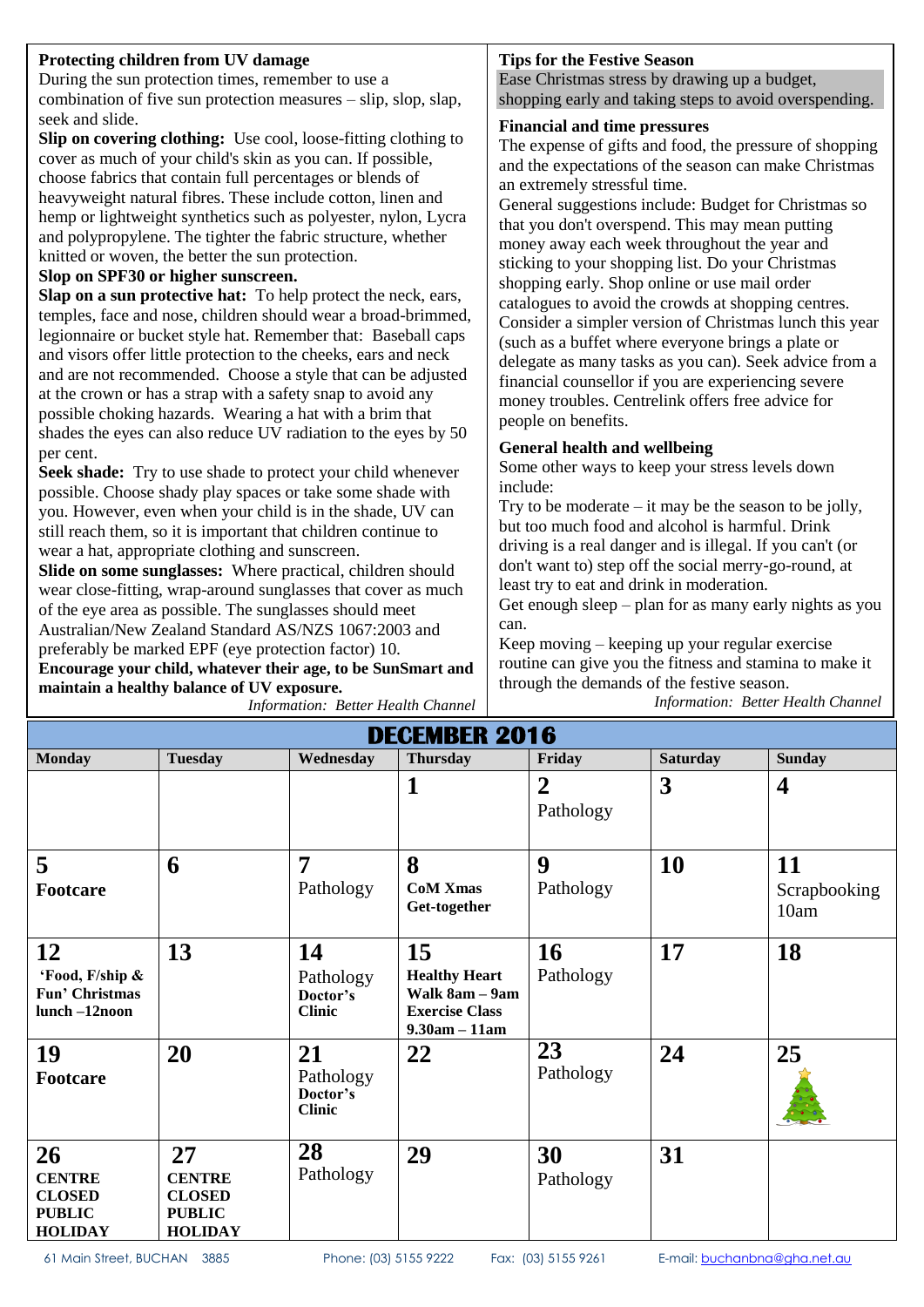## Protecting children from UV damage

During the sun protection times, remember to use a combination of five sun protection measures – slip, slop, slap, seek and slide.

**Slip on covering clothing:** Use cool, loose-fitting clothing to cover as much of your child's skin as you can. If possible, choose fabrics that contain full percentages or blends of heavyweight natural fibres. These include cotton, linen and hemp or lightweight synthetics such as polyester, nylon, Lycra and polypropylene. The tighter the fabric structure, whether knitted or woven, the better the sun protection.

**Slop on SPF30 or higher sunscreen.**

**Slap on a sun protective hat:** To help protect the neck, ears, temples, face and nose, children should wear a broad-brimmed, legionnaire or bucket style hat. Remember that: Baseball caps and visors offer little protection to the cheeks, ears and neck and are not recommended. Choose a style that can be adjusted at the crown or has a strap with a safety snap to avoid any possible choking hazards. Wearing a hat with a brim that shades the eyes can also reduce UV radiation to the eyes by 50 per cent.

**Seek shade:** Try to use shade to protect your child whenever possible. Choose shady play spaces or take some shade with you. However, even when your child is in the shade, UV can still reach them, so it is important that children continue to wear a hat, appropriate clothing and sunscreen.

**Slide on some sunglasses:** Where practical, children should wear close-fitting, wrap-around sunglasses that cover as much of the eye area as possible. The sunglasses should meet Australian/New Zealand Standard AS/NZS 1067:2003 and preferably be marked EPF (eye protection factor) 10.

**Encourage your child, whatever their age, to be SunSmart and maintain a healthy balance of UV exposure.**

*Information: Better Health Channel*

## Tips for the Festive Season

Ease Christmas stress by drawing up a budget, shopping early and taking steps to avoid overspending.

### Financial and time pressures

The expense of gifts and food, the pressure of shopping and the expectations of the season can make Christmas an extremely stressful time.

General suggestions include: Budget for Christmas so that you don't overspend. This may mean putting money away each week throughout the year and sticking to your shopping list. Do your Christmas shopping early. Shop online or use mail order catalogues to avoid the crowds at shopping centres. Consider a simpler version of Christmas lunch this year (such as a buffet where everyone brings a plate or delegate as many tasks as you can). Seek advice from a financial counsellor if you are experiencing severe money troubles. Centrelink offers free advice for people on benefits.

### General health and wellbeing

Some other ways to keep your stress levels down include:

Try to be moderate – it may be the season to be jolly, but too much food and alcohol is harmful. Drink driving is a real danger and is illegal. If you can't (or don't want to) step off the social merry-go-round, at least try to eat and drink in moderation.

Get enough sleep – plan for as many early nights as you can.

Keep moving – keeping up your regular exercise routine can give you the fitness and stamina to make it through the demands of the festive season.

*Information: Better Health Channel*

## DECEMBER 2016

| Monday | Tuesday | Wednesday | Thursday | Friday | Saturday | Sunday |
|---|---|---|---|---|---|---|
| | | | **1** | **2** Pathology | **3** | **4** |
| **5** **Footcare** | **6** | **7** Pathology | **8** **CoM Xmas Get-together** | **9** Pathology | **10** | **11** Scrapbooking 10am |
| **12** **'Food, F/ship & Fun' Christmas lunch –12noon** | **13** | **14** Pathology **Doctor's Clinic** | **15** **Healthy Heart Walk 8am – 9am Exercise Class 9.30am – 11am** | **16** Pathology | **17** | **18** |
| **19** **Footcare** | **20** | **21** Pathology **Doctor's Clinic** | **22** | **23** Pathology | **24** | **25** |
| **26** **CENTRE CLOSED PUBLIC HOLIDAY** | **27** **CENTRE CLOSED PUBLIC HOLIDAY** | **28** Pathology | **29** | **30** Pathology | **31** | |

61 Main Street, BUCHAN 3885 Phone: (03) 5155 9222 Fax: (03) 5155 9261 E-mail: buchanbna@gha.net.au